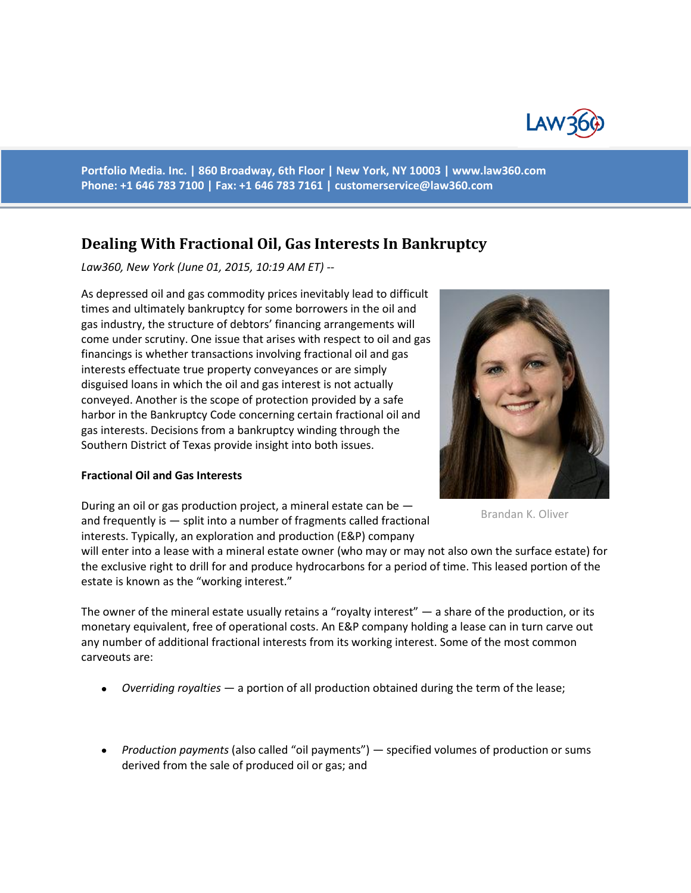Portfolio Media. Inc. | 860 Broadway, 6th Floor | New York, NY 10003 | www.law360.com
Phone: +1 646 783 7100 | Fax: +1 646 783 7161 | customerservice@law360.com

# Dealing With Fractional Oil, Gas Interests In Bankruptcy

*Law360, New York (June 01, 2015, 10:19 AM ET) --*

As depressed oil and gas commodity prices inevitably lead to difficult times and ultimately bankruptcy for some borrowers in the oil and gas industry, the structure of debtors' financing arrangements will come under scrutiny. One issue that arises with respect to oil and gas financings is whether transactions involving fractional oil and gas interests effectuate true property conveyances or are simply disguised loans in which the oil and gas interest is not actually conveyed. Another is the scope of protection provided by a safe harbor in the Bankruptcy Code concerning certain fractional oil and gas interests. Decisions from a bankruptcy winding through the Southern District of Texas provide insight into both issues.

Brandan K. Oliver

**Fractional Oil and Gas Interests**

During an oil or gas production project, a mineral estate can be — and frequently is — split into a number of fragments called fractional interests. Typically, an exploration and production (E&P) company will enter into a lease with a mineral estate owner (who may or may not also own the surface estate) for the exclusive right to drill for and produce hydrocarbons for a period of time. This leased portion of the estate is known as the "working interest."

The owner of the mineral estate usually retains a "royalty interest" — a share of the production, or its monetary equivalent, free of operational costs. An E&P company holding a lease can in turn carve out any number of additional fractional interests from its working interest. Some of the most common carveouts are:

- *Overriding royalties* — a portion of all production obtained during the term of the lease;
- *Production payments* (also called "oil payments") — specified volumes of production or sums derived from the sale of produced oil or gas; and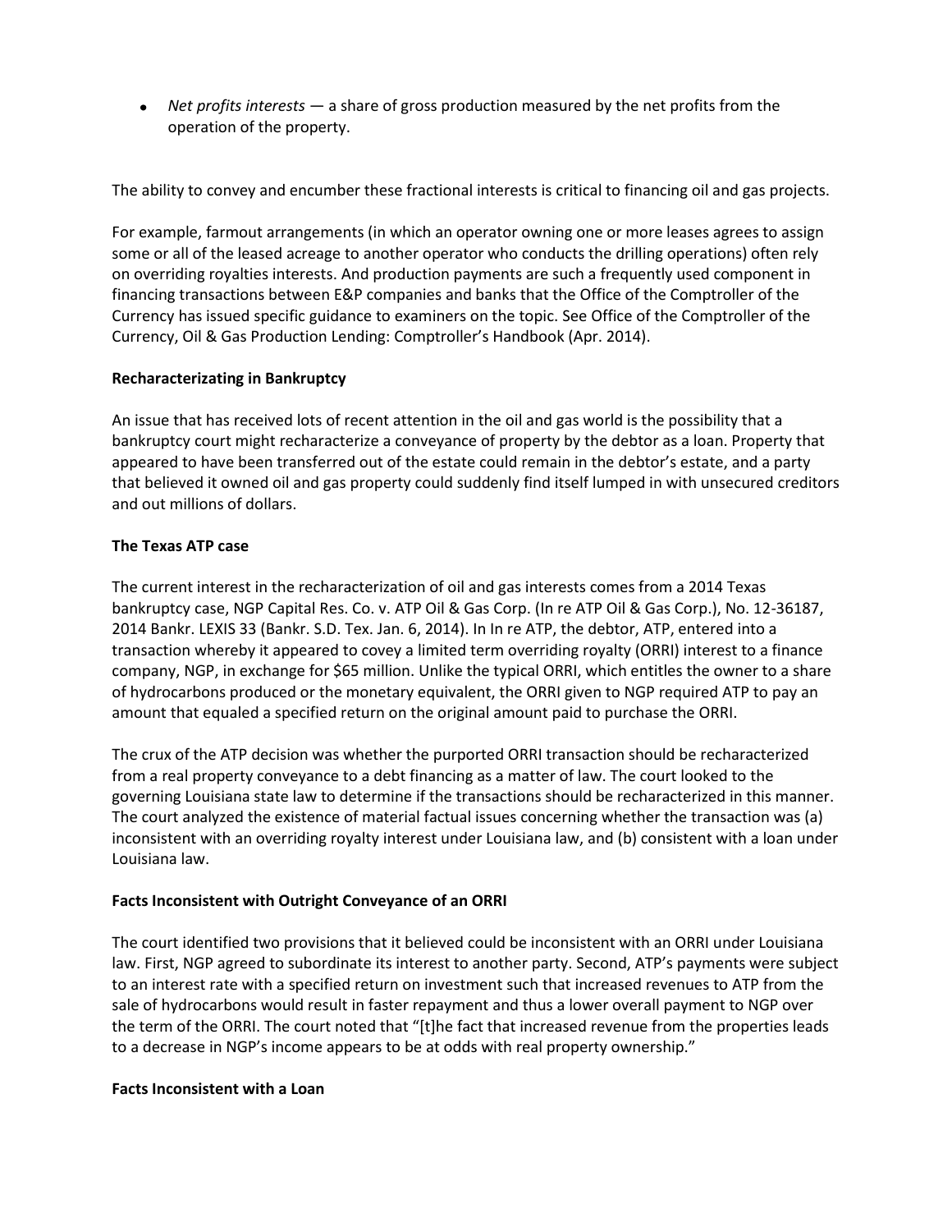- *Net profits interests* — a share of gross production measured by the net profits from the operation of the property.

The ability to convey and encumber these fractional interests is critical to financing oil and gas projects.

For example, farmout arrangements (in which an operator owning one or more leases agrees to assign some or all of the leased acreage to another operator who conducts the drilling operations) often rely on overriding royalties interests. And production payments are such a frequently used component in financing transactions between E&P companies and banks that the Office of the Comptroller of the Currency has issued specific guidance to examiners on the topic. See Office of the Comptroller of the Currency, Oil & Gas Production Lending: Comptroller's Handbook (Apr. 2014).

**Recharacterizating in Bankruptcy**

An issue that has received lots of recent attention in the oil and gas world is the possibility that a bankruptcy court might recharacterize a conveyance of property by the debtor as a loan. Property that appeared to have been transferred out of the estate could remain in the debtor's estate, and a party that believed it owned oil and gas property could suddenly find itself lumped in with unsecured creditors and out millions of dollars.

**The Texas ATP case**

The current interest in the recharacterization of oil and gas interests comes from a 2014 Texas bankruptcy case, NGP Capital Res. Co. v. ATP Oil & Gas Corp. (In re ATP Oil & Gas Corp.), No. 12-36187, 2014 Bankr. LEXIS 33 (Bankr. S.D. Tex. Jan. 6, 2014). In In re ATP, the debtor, ATP, entered into a transaction whereby it appeared to covey a limited term overriding royalty (ORRI) interest to a finance company, NGP, in exchange for $65 million. Unlike the typical ORRI, which entitles the owner to a share of hydrocarbons produced or the monetary equivalent, the ORRI given to NGP required ATP to pay an amount that equaled a specified return on the original amount paid to purchase the ORRI.

The crux of the ATP decision was whether the purported ORRI transaction should be recharacterized from a real property conveyance to a debt financing as a matter of law. The court looked to the governing Louisiana state law to determine if the transactions should be recharacterized in this manner. The court analyzed the existence of material factual issues concerning whether the transaction was (a) inconsistent with an overriding royalty interest under Louisiana law, and (b) consistent with a loan under Louisiana law.

**Facts Inconsistent with Outright Conveyance of an ORRI**

The court identified two provisions that it believed could be inconsistent with an ORRI under Louisiana law. First, NGP agreed to subordinate its interest to another party. Second, ATP's payments were subject to an interest rate with a specified return on investment such that increased revenues to ATP from the sale of hydrocarbons would result in faster repayment and thus a lower overall payment to NGP over the term of the ORRI. The court noted that "[t]he fact that increased revenue from the properties leads to a decrease in NGP's income appears to be at odds with real property ownership."

**Facts Inconsistent with a Loan**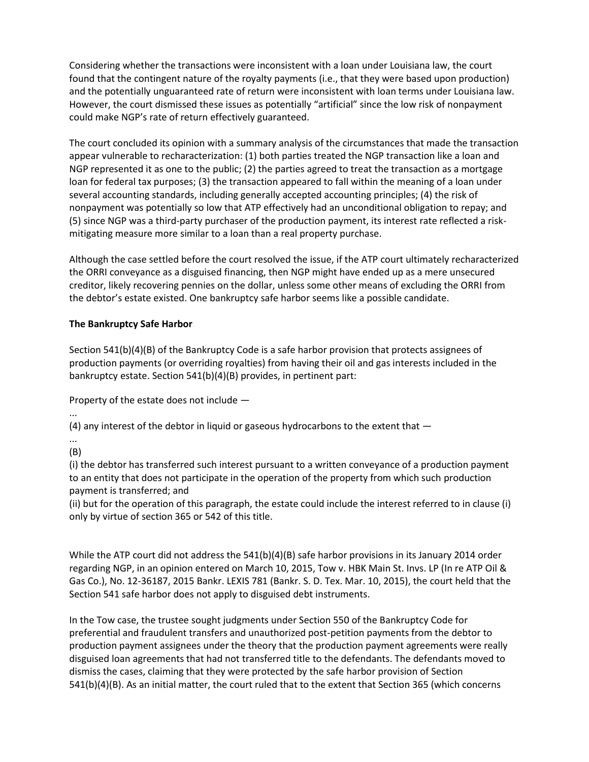Considering whether the transactions were inconsistent with a loan under Louisiana law, the court found that the contingent nature of the royalty payments (i.e., that they were based upon production) and the potentially unguaranteed rate of return were inconsistent with loan terms under Louisiana law. However, the court dismissed these issues as potentially "artificial" since the low risk of nonpayment could make NGP's rate of return effectively guaranteed.

The court concluded its opinion with a summary analysis of the circumstances that made the transaction appear vulnerable to recharacterization: (1) both parties treated the NGP transaction like a loan and NGP represented it as one to the public; (2) the parties agreed to treat the transaction as a mortgage loan for federal tax purposes; (3) the transaction appeared to fall within the meaning of a loan under several accounting standards, including generally accepted accounting principles; (4) the risk of nonpayment was potentially so low that ATP effectively had an unconditional obligation to repay; and (5) since NGP was a third-party purchaser of the production payment, its interest rate reflected a risk-mitigating measure more similar to a loan than a real property purchase.

Although the case settled before the court resolved the issue, if the ATP court ultimately recharacterized the ORRI conveyance as a disguised financing, then NGP might have ended up as a mere unsecured creditor, likely recovering pennies on the dollar, unless some other means of excluding the ORRI from the debtor's estate existed. One bankruptcy safe harbor seems like a possible candidate.

**The Bankruptcy Safe Harbor**

Section 541(b)(4)(B) of the Bankruptcy Code is a safe harbor provision that protects assignees of production payments (or overriding royalties) from having their oil and gas interests included in the bankruptcy estate. Section 541(b)(4)(B) provides, in pertinent part:

Property of the estate does not include —

...

(4) any interest of the debtor in liquid or gaseous hydrocarbons to the extent that —

...

(B)

(i) the debtor has transferred such interest pursuant to a written conveyance of a production payment to an entity that does not participate in the operation of the property from which such production payment is transferred; and

(ii) but for the operation of this paragraph, the estate could include the interest referred to in clause (i) only by virtue of section 365 or 542 of this title.

While the ATP court did not address the 541(b)(4)(B) safe harbor provisions in its January 2014 order regarding NGP, in an opinion entered on March 10, 2015, Tow v. HBK Main St. Invs. LP (In re ATP Oil & Gas Co.), No. 12-36187, 2015 Bankr. LEXIS 781 (Bankr. S. D. Tex. Mar. 10, 2015), the court held that the Section 541 safe harbor does not apply to disguised debt instruments.

In the Tow case, the trustee sought judgments under Section 550 of the Bankruptcy Code for preferential and fraudulent transfers and unauthorized post-petition payments from the debtor to production payment assignees under the theory that the production payment agreements were really disguised loan agreements that had not transferred title to the defendants. The defendants moved to dismiss the cases, claiming that they were protected by the safe harbor provision of Section 541(b)(4)(B). As an initial matter, the court ruled that to the extent that Section 365 (which concerns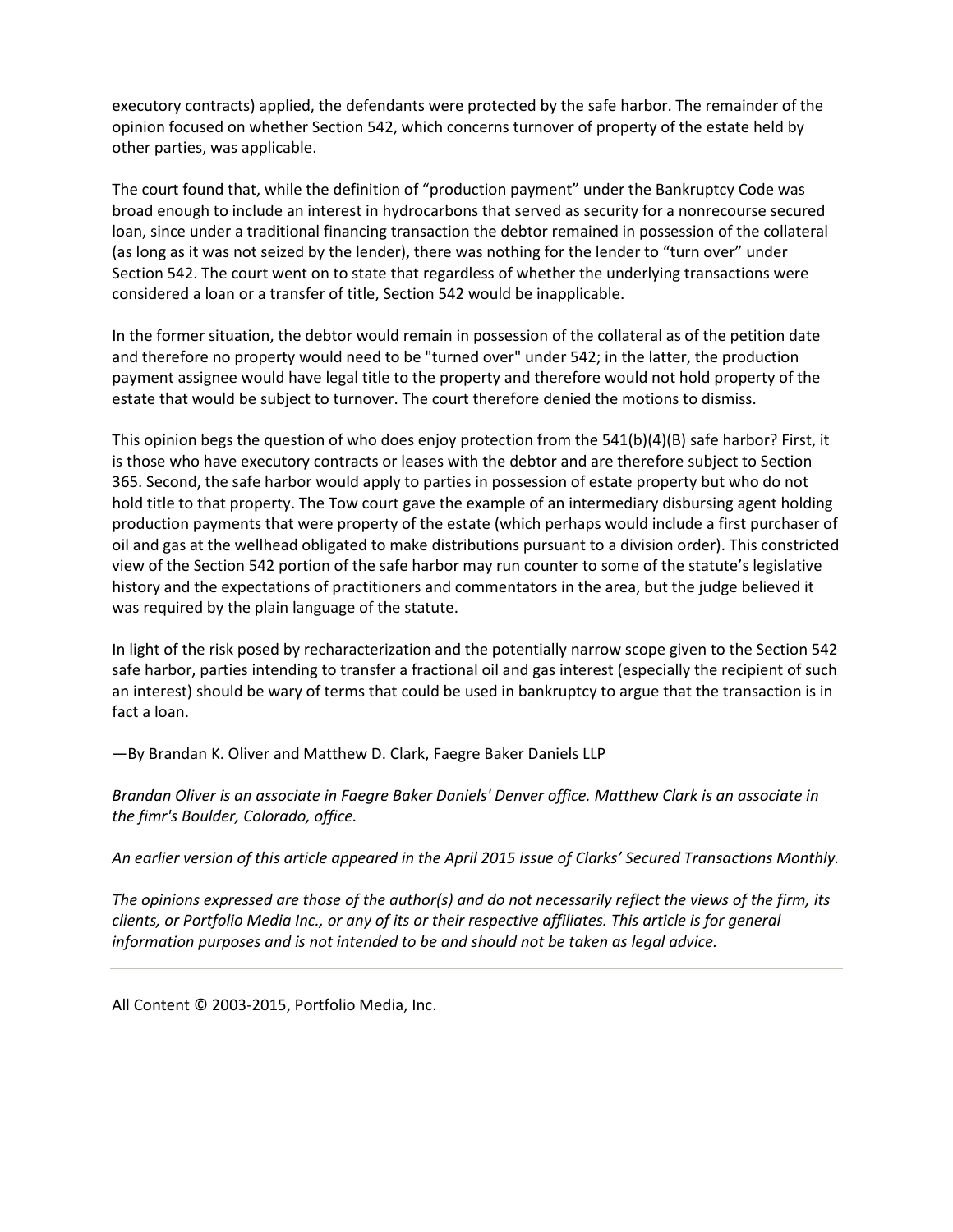executory contracts) applied, the defendants were protected by the safe harbor. The remainder of the opinion focused on whether Section 542, which concerns turnover of property of the estate held by other parties, was applicable.

The court found that, while the definition of "production payment" under the Bankruptcy Code was broad enough to include an interest in hydrocarbons that served as security for a nonrecourse secured loan, since under a traditional financing transaction the debtor remained in possession of the collateral (as long as it was not seized by the lender), there was nothing for the lender to "turn over" under Section 542. The court went on to state that regardless of whether the underlying transactions were considered a loan or a transfer of title, Section 542 would be inapplicable.

In the former situation, the debtor would remain in possession of the collateral as of the petition date and therefore no property would need to be "turned over" under 542; in the latter, the production payment assignee would have legal title to the property and therefore would not hold property of the estate that would be subject to turnover. The court therefore denied the motions to dismiss.

This opinion begs the question of who does enjoy protection from the 541(b)(4)(B) safe harbor? First, it is those who have executory contracts or leases with the debtor and are therefore subject to Section 365. Second, the safe harbor would apply to parties in possession of estate property but who do not hold title to that property. The Tow court gave the example of an intermediary disbursing agent holding production payments that were property of the estate (which perhaps would include a first purchaser of oil and gas at the wellhead obligated to make distributions pursuant to a division order). This constricted view of the Section 542 portion of the safe harbor may run counter to some of the statute's legislative history and the expectations of practitioners and commentators in the area, but the judge believed it was required by the plain language of the statute.

In light of the risk posed by recharacterization and the potentially narrow scope given to the Section 542 safe harbor, parties intending to transfer a fractional oil and gas interest (especially the recipient of such an interest) should be wary of terms that could be used in bankruptcy to argue that the transaction is in fact a loan.

—By Brandan K. Oliver and Matthew D. Clark, Faegre Baker Daniels LLP

*Brandan Oliver is an associate in Faegre Baker Daniels' Denver office. Matthew Clark is an associate in the fimr's Boulder, Colorado, office.*

*An earlier version of this article appeared in the April 2015 issue of Clarks' Secured Transactions Monthly.*

*The opinions expressed are those of the author(s) and do not necessarily reflect the views of the firm, its clients, or Portfolio Media Inc., or any of its or their respective affiliates. This article is for general information purposes and is not intended to be and should not be taken as legal advice.*

---

All Content © 2003-2015, Portfolio Media, Inc.